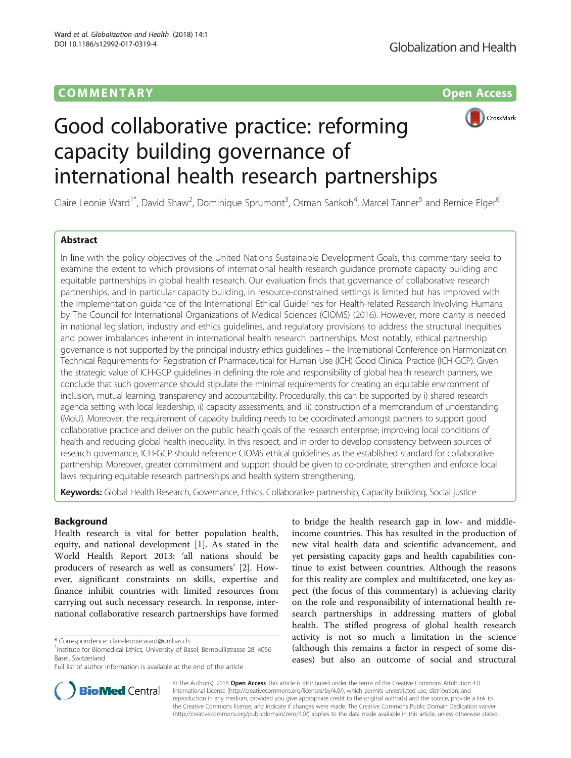# COMMENTARY

Open Access

# Good collaborative practice: reforming capacity building governance of international health research partnerships

Claire Leonie Ward[1*], David Shaw[2], Dominique Sprumont[3], Osman Sankoh[4], Marcel Tanner[5] and Bernice Elger[6]

## Abstract

In line with the policy objectives of the United Nations Sustainable Development Goals, this commentary seeks to examine the extent to which provisions of international health research guidance promote capacity building and equitable partnerships in global health research. Our evaluation finds that governance of collaborative research partnerships, and in particular capacity building, in resource-constrained settings is limited but has improved with the implementation guidance of the International Ethical Guidelines for Health-related Research Involving Humans by The Council for International Organizations of Medical Sciences (CIOMS) (2016). However, more clarity is needed in national legislation, industry and ethics guidelines, and regulatory provisions to address the structural inequities and power imbalances inherent in international health research partnerships. Most notably, ethical partnership governance is not supported by the principal industry ethics guidelines – the International Conference on Harmonization Technical Requirements for Registration of Pharmaceutical for Human Use (ICH) Good Clinical Practice (ICH-GCP). Given the strategic value of ICH-GCP guidelines in defining the role and responsibility of global health research partners, we conclude that such governance should stipulate the minimal requirements for creating an equitable environment of inclusion, mutual learning, transparency and accountability. Procedurally, this can be supported by i) shared research agenda setting with local leadership, ii) capacity assessments, and iii) construction of a memorandum of understanding (MoU). Moreover, the requirement of capacity building needs to be coordinated amongst partners to support good collaborative practice and deliver on the public health goals of the research enterprise; improving local conditions of health and reducing global health inequality. In this respect, and in order to develop consistency between sources of research governance, ICH-GCP should reference CIOMS ethical guidelines as the established standard for collaborative partnership. Moreover, greater commitment and support should be given to co-ordinate, strengthen and enforce local laws requiring equitable research partnerships and health system strengthening.

**Keywords:** Global Health Research, Governance, Ethics, Collaborative partnership, Capacity building, Social justice

## Background

Health research is vital for better population health, equity, and national development [1]. As stated in the World Health Report 2013: 'all nations should be producers of research as well as consumers' [2]. However, significant constraints on skills, expertise and finance inhibit countries with limited resources from carrying out such necessary research. In response, international collaborative research partnerships have formed to bridge the health research gap in low- and middle-income countries. This has resulted in the production of new vital health data and scientific advancement, and yet persisting capacity gaps and health capabilities continue to exist between countries. Although the reasons for this reality are complex and multifaceted, one key aspect (the focus of this commentary) is achieving clarity on the role and responsibility of international health research partnerships in addressing matters of global health. The stifled progress of global health research activity is not so much a limitation in the science (although this remains a factor in respect of some diseases) but also an outcome of social and structural

\* Correspondence: claireleonie.ward@unibas.ch
[1]Institute for Biomedical Ethics, University of Basel, Bernoullistrasse 28, 4056 Basel, Switzerland
Full list of author information is available at the end of the article

© The Author(s). 2018 **Open Access** This article is distributed under the terms of the Creative Commons Attribution 4.0 International License (http://creativecommons.org/licenses/by/4.0/), which permits unrestricted use, distribution, and reproduction in any medium, provided you give appropriate credit to the original author(s) and the source, provide a link to the Creative Commons license, and indicate if changes were made. The Creative Commons Public Domain Dedication waiver (http://creativecommons.org/publicdomain/zero/1.0/) applies to the data made available in this article, unless otherwise stated.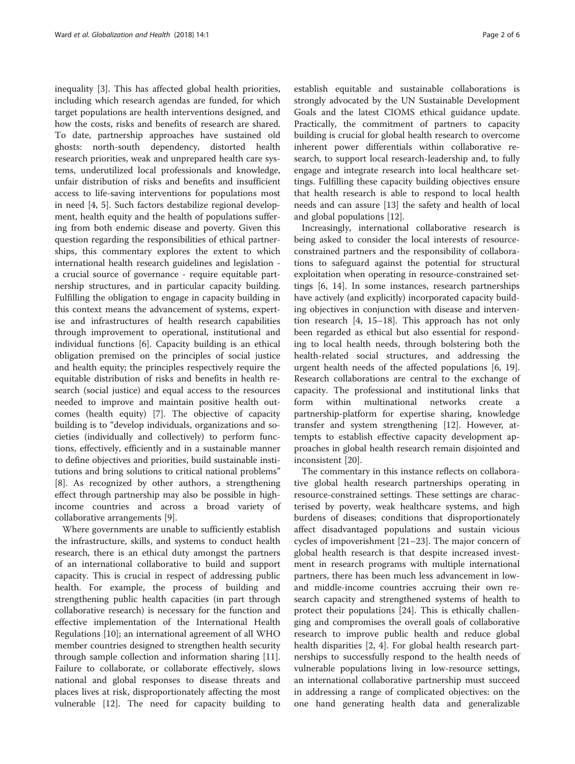inequality [3]. This has affected global health priorities, including which research agendas are funded, for which target populations are health interventions designed, and how the costs, risks and benefits of research are shared. To date, partnership approaches have sustained old ghosts: north-south dependency, distorted health research priorities, weak and unprepared health care systems, underutilized local professionals and knowledge, unfair distribution of risks and benefits and insufficient access to life-saving interventions for populations most in need [4, 5]. Such factors destabilize regional development, health equity and the health of populations suffering from both endemic disease and poverty. Given this question regarding the responsibilities of ethical partnerships, this commentary explores the extent to which international health research guidelines and legislation - a crucial source of governance - require equitable partnership structures, and in particular capacity building. Fulfilling the obligation to engage in capacity building in this context means the advancement of systems, expertise and infrastructures of health research capabilities through improvement to operational, institutional and individual functions [6]. Capacity building is an ethical obligation premised on the principles of social justice and health equity; the principles respectively require the equitable distribution of risks and benefits in health research (social justice) and equal access to the resources needed to improve and maintain positive health outcomes (health equity) [7]. The objective of capacity building is to "develop individuals, organizations and societies (individually and collectively) to perform functions, effectively, efficiently and in a sustainable manner to define objectives and priorities, build sustainable institutions and bring solutions to critical national problems" [8]. As recognized by other authors, a strengthening effect through partnership may also be possible in high-income countries and across a broad variety of collaborative arrangements [9].

Where governments are unable to sufficiently establish the infrastructure, skills, and systems to conduct health research, there is an ethical duty amongst the partners of an international collaborative to build and support capacity. This is crucial in respect of addressing public health. For example, the process of building and strengthening public health capacities (in part through collaborative research) is necessary for the function and effective implementation of the International Health Regulations [10]; an international agreement of all WHO member countries designed to strengthen health security through sample collection and information sharing [11]. Failure to collaborate, or collaborate effectively, slows national and global responses to disease threats and places lives at risk, disproportionately affecting the most vulnerable [12]. The need for capacity building to establish equitable and sustainable collaborations is strongly advocated by the UN Sustainable Development Goals and the latest CIOMS ethical guidance update. Practically, the commitment of partners to capacity building is crucial for global health research to overcome inherent power differentials within collaborative research, to support local research-leadership and, to fully engage and integrate research into local healthcare settings. Fulfilling these capacity building objectives ensure that health research is able to respond to local health needs and can assure [13] the safety and health of local and global populations [12].

Increasingly, international collaborative research is being asked to consider the local interests of resource-constrained partners and the responsibility of collaborations to safeguard against the potential for structural exploitation when operating in resource-constrained settings [6, 14]. In some instances, research partnerships have actively (and explicitly) incorporated capacity building objectives in conjunction with disease and intervention research [4, 15–18]. This approach has not only been regarded as ethical but also essential for responding to local health needs, through bolstering both the health-related social structures, and addressing the urgent health needs of the affected populations [6, 19]. Research collaborations are central to the exchange of capacity. The professional and institutional links that form within multinational networks create a partnership-platform for expertise sharing, knowledge transfer and system strengthening [12]. However, attempts to establish effective capacity development approaches in global health research remain disjointed and inconsistent [20].

The commentary in this instance reflects on collaborative global health research partnerships operating in resource-constrained settings. These settings are characterised by poverty, weak healthcare systems, and high burdens of diseases; conditions that disproportionately affect disadvantaged populations and sustain vicious cycles of impoverishment [21–23]. The major concern of global health research is that despite increased investment in research programs with multiple international partners, there has been much less advancement in low- and middle-income countries accruing their own research capacity and strengthened systems of health to protect their populations [24]. This is ethically challenging and compromises the overall goals of collaborative research to improve public health and reduce global health disparities [2, 4]. For global health research partnerships to successfully respond to the health needs of vulnerable populations living in low-resource settings, an international collaborative partnership must succeed in addressing a range of complicated objectives: on the one hand generating health data and generalizable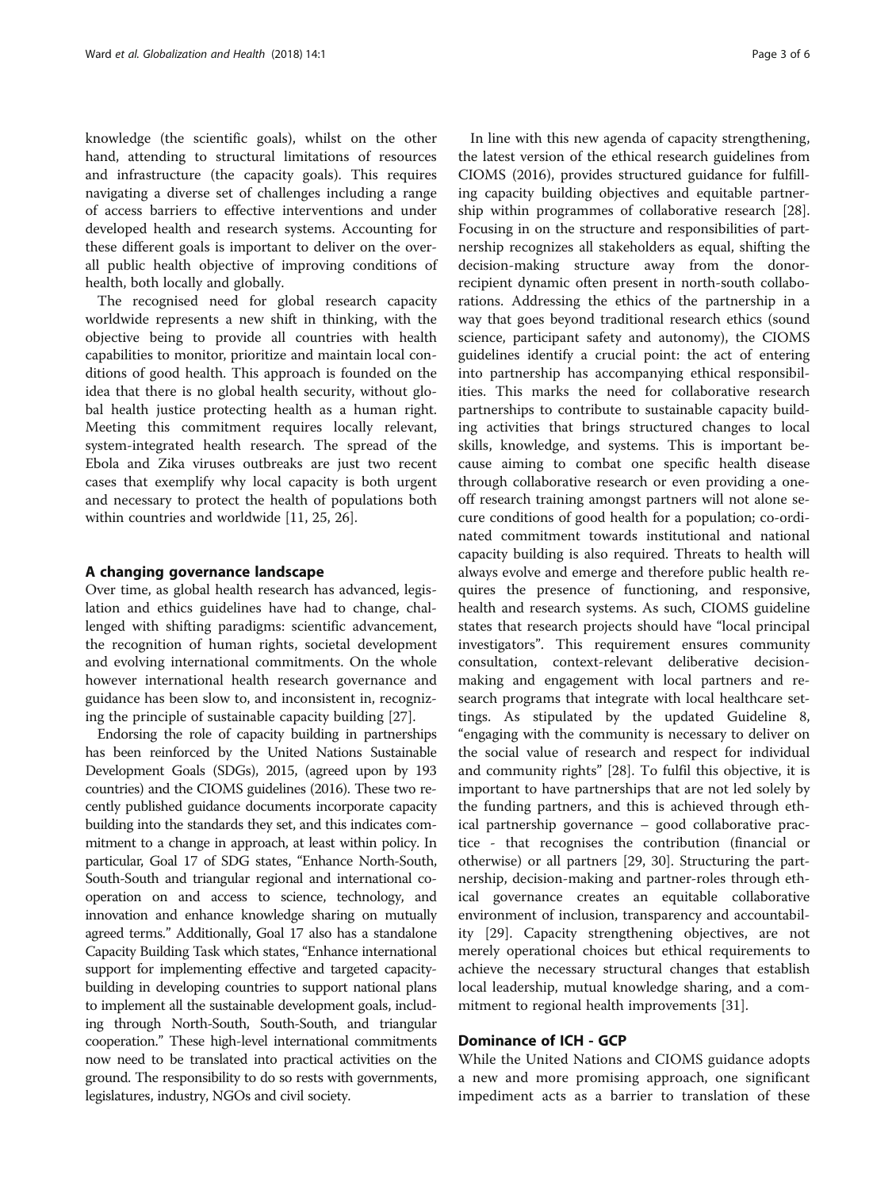knowledge (the scientific goals), whilst on the other hand, attending to structural limitations of resources and infrastructure (the capacity goals). This requires navigating a diverse set of challenges including a range of access barriers to effective interventions and under developed health and research systems. Accounting for these different goals is important to deliver on the overall public health objective of improving conditions of health, both locally and globally.

The recognised need for global research capacity worldwide represents a new shift in thinking, with the objective being to provide all countries with health capabilities to monitor, prioritize and maintain local conditions of good health. This approach is founded on the idea that there is no global health security, without global health justice protecting health as a human right. Meeting this commitment requires locally relevant, system-integrated health research. The spread of the Ebola and Zika viruses outbreaks are just two recent cases that exemplify why local capacity is both urgent and necessary to protect the health of populations both within countries and worldwide [11, 25, 26].

## A changing governance landscape

Over time, as global health research has advanced, legislation and ethics guidelines have had to change, challenged with shifting paradigms: scientific advancement, the recognition of human rights, societal development and evolving international commitments. On the whole however international health research governance and guidance has been slow to, and inconsistent in, recognizing the principle of sustainable capacity building [27].

Endorsing the role of capacity building in partnerships has been reinforced by the United Nations Sustainable Development Goals (SDGs), 2015, (agreed upon by 193 countries) and the CIOMS guidelines (2016). These two recently published guidance documents incorporate capacity building into the standards they set, and this indicates commitment to a change in approach, at least within policy. In particular, Goal 17 of SDG states, "Enhance North-South, South-South and triangular regional and international cooperation on and access to science, technology, and innovation and enhance knowledge sharing on mutually agreed terms." Additionally, Goal 17 also has a standalone Capacity Building Task which states, "Enhance international support for implementing effective and targeted capacity-building in developing countries to support national plans to implement all the sustainable development goals, including through North-South, South-South, and triangular cooperation." These high-level international commitments now need to be translated into practical activities on the ground. The responsibility to do so rests with governments, legislatures, industry, NGOs and civil society.

In line with this new agenda of capacity strengthening, the latest version of the ethical research guidelines from CIOMS (2016), provides structured guidance for fulfilling capacity building objectives and equitable partnership within programmes of collaborative research [28]. Focusing in on the structure and responsibilities of partnership recognizes all stakeholders as equal, shifting the decision-making structure away from the donor-recipient dynamic often present in north-south collaborations. Addressing the ethics of the partnership in a way that goes beyond traditional research ethics (sound science, participant safety and autonomy), the CIOMS guidelines identify a crucial point: the act of entering into partnership has accompanying ethical responsibilities. This marks the need for collaborative research partnerships to contribute to sustainable capacity building activities that brings structured changes to local skills, knowledge, and systems. This is important because aiming to combat one specific health disease through collaborative research or even providing a one-off research training amongst partners will not alone secure conditions of good health for a population; co-ordinated commitment towards institutional and national capacity building is also required. Threats to health will always evolve and emerge and therefore public health requires the presence of functioning, and responsive, health and research systems. As such, CIOMS guideline states that research projects should have "local principal investigators". This requirement ensures community consultation, context-relevant deliberative decision-making and engagement with local partners and research programs that integrate with local healthcare settings. As stipulated by the updated Guideline 8, "engaging with the community is necessary to deliver on the social value of research and respect for individual and community rights" [28]. To fulfil this objective, it is important to have partnerships that are not led solely by the funding partners, and this is achieved through ethical partnership governance – good collaborative practice - that recognises the contribution (financial or otherwise) or all partners [29, 30]. Structuring the partnership, decision-making and partner-roles through ethical governance creates an equitable collaborative environment of inclusion, transparency and accountability [29]. Capacity strengthening objectives, are not merely operational choices but ethical requirements to achieve the necessary structural changes that establish local leadership, mutual knowledge sharing, and a commitment to regional health improvements [31].

## Dominance of ICH - GCP

While the United Nations and CIOMS guidance adopts a new and more promising approach, one significant impediment acts as a barrier to translation of these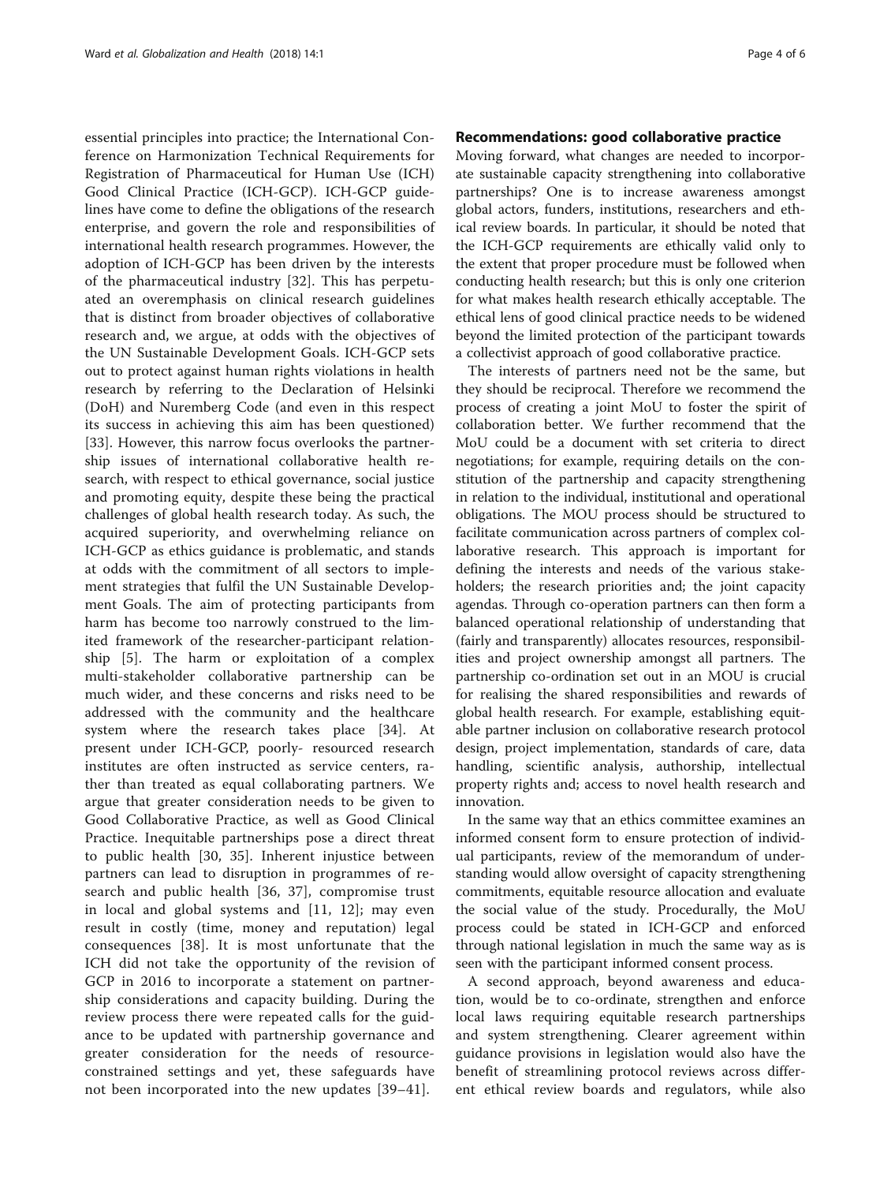essential principles into practice; the International Conference on Harmonization Technical Requirements for Registration of Pharmaceutical for Human Use (ICH) Good Clinical Practice (ICH-GCP). ICH-GCP guidelines have come to define the obligations of the research enterprise, and govern the role and responsibilities of international health research programmes. However, the adoption of ICH-GCP has been driven by the interests of the pharmaceutical industry [32]. This has perpetuated an overemphasis on clinical research guidelines that is distinct from broader objectives of collaborative research and, we argue, at odds with the objectives of the UN Sustainable Development Goals. ICH-GCP sets out to protect against human rights violations in health research by referring to the Declaration of Helsinki (DoH) and Nuremberg Code (and even in this respect its success in achieving this aim has been questioned) [33]. However, this narrow focus overlooks the partnership issues of international collaborative health research, with respect to ethical governance, social justice and promoting equity, despite these being the practical challenges of global health research today. As such, the acquired superiority, and overwhelming reliance on ICH-GCP as ethics guidance is problematic, and stands at odds with the commitment of all sectors to implement strategies that fulfil the UN Sustainable Development Goals. The aim of protecting participants from harm has become too narrowly construed to the limited framework of the researcher-participant relationship [5]. The harm or exploitation of a complex multi-stakeholder collaborative partnership can be much wider, and these concerns and risks need to be addressed with the community and the healthcare system where the research takes place [34]. At present under ICH-GCP, poorly- resourced research institutes are often instructed as service centers, rather than treated as equal collaborating partners. We argue that greater consideration needs to be given to Good Collaborative Practice, as well as Good Clinical Practice. Inequitable partnerships pose a direct threat to public health [30, 35]. Inherent injustice between partners can lead to disruption in programmes of research and public health [36, 37], compromise trust in local and global systems and [11, 12]; may even result in costly (time, money and reputation) legal consequences [38]. It is most unfortunate that the ICH did not take the opportunity of the revision of GCP in 2016 to incorporate a statement on partnership considerations and capacity building. During the review process there were repeated calls for the guidance to be updated with partnership governance and greater consideration for the needs of resource-constrained settings and yet, these safeguards have not been incorporated into the new updates [39–41].

## Recommendations: good collaborative practice

Moving forward, what changes are needed to incorporate sustainable capacity strengthening into collaborative partnerships? One is to increase awareness amongst global actors, funders, institutions, researchers and ethical review boards. In particular, it should be noted that the ICH-GCP requirements are ethically valid only to the extent that proper procedure must be followed when conducting health research; but this is only one criterion for what makes health research ethically acceptable. The ethical lens of good clinical practice needs to be widened beyond the limited protection of the participant towards a collectivist approach of good collaborative practice.

The interests of partners need not be the same, but they should be reciprocal. Therefore we recommend the process of creating a joint MoU to foster the spirit of collaboration better. We further recommend that the MoU could be a document with set criteria to direct negotiations; for example, requiring details on the constitution of the partnership and capacity strengthening in relation to the individual, institutional and operational obligations. The MOU process should be structured to facilitate communication across partners of complex collaborative research. This approach is important for defining the interests and needs of the various stakeholders; the research priorities and; the joint capacity agendas. Through co-operation partners can then form a balanced operational relationship of understanding that (fairly and transparently) allocates resources, responsibilities and project ownership amongst all partners. The partnership co-ordination set out in an MOU is crucial for realising the shared responsibilities and rewards of global health research. For example, establishing equitable partner inclusion on collaborative research protocol design, project implementation, standards of care, data handling, scientific analysis, authorship, intellectual property rights and; access to novel health research and innovation.

In the same way that an ethics committee examines an informed consent form to ensure protection of individual participants, review of the memorandum of understanding would allow oversight of capacity strengthening commitments, equitable resource allocation and evaluate the social value of the study. Procedurally, the MoU process could be stated in ICH-GCP and enforced through national legislation in much the same way as is seen with the participant informed consent process.

A second approach, beyond awareness and education, would be to co-ordinate, strengthen and enforce local laws requiring equitable research partnerships and system strengthening. Clearer agreement within guidance provisions in legislation would also have the benefit of streamlining protocol reviews across different ethical review boards and regulators, while also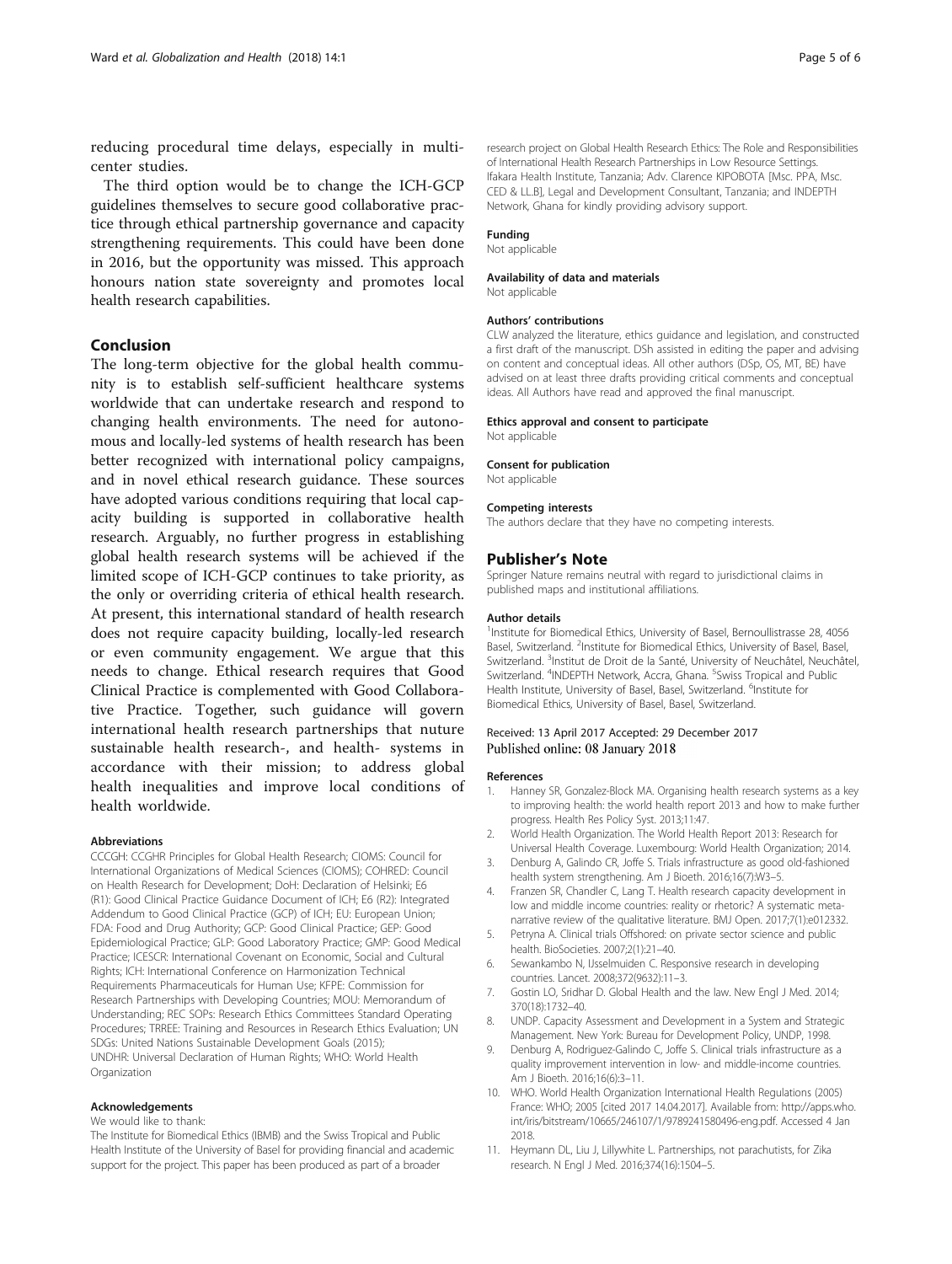reducing procedural time delays, especially in multi-center studies.

The third option would be to change the ICH-GCP guidelines themselves to secure good collaborative practice through ethical partnership governance and capacity strengthening requirements. This could have been done in 2016, but the opportunity was missed. This approach honours nation state sovereignty and promotes local health research capabilities.

## Conclusion

The long-term objective for the global health community is to establish self-sufficient healthcare systems worldwide that can undertake research and respond to changing health environments. The need for autonomous and locally-led systems of health research has been better recognized with international policy campaigns, and in novel ethical research guidance. These sources have adopted various conditions requiring that local capacity building is supported in collaborative health research. Arguably, no further progress in establishing global health research systems will be achieved if the limited scope of ICH-GCP continues to take priority, as the only or overriding criteria of ethical health research. At present, this international standard of health research does not require capacity building, locally-led research or even community engagement. We argue that this needs to change. Ethical research requires that Good Clinical Practice is complemented with Good Collaborative Practice. Together, such guidance will govern international health research partnerships that nuture sustainable health research-, and health- systems in accordance with their mission; to address global health inequalities and improve local conditions of health worldwide.

#### Abbreviations

CCCGH: CCGHR Principles for Global Health Research; CIOMS: Council for International Organizations of Medical Sciences (CIOMS); COHRED: Council on Health Research for Development; DoH: Declaration of Helsinki; E6 (R1): Good Clinical Practice Guidance Document of ICH; E6 (R2): Integrated Addendum to Good Clinical Practice (GCP) of ICH; EU: European Union; FDA: Food and Drug Authority; GCP: Good Clinical Practice; GEP: Good Epidemiological Practice; GLP: Good Laboratory Practice; GMP: Good Medical Practice; ICESCR: International Covenant on Economic, Social and Cultural Rights; ICH: International Conference on Harmonization Technical Requirements Pharmaceuticals for Human Use; KFPE: Commission for Research Partnerships with Developing Countries; MOU: Memorandum of Understanding; REC SOPs: Research Ethics Committees Standard Operating Procedures; TRREE: Training and Resources in Research Ethics Evaluation; UN SDGs: United Nations Sustainable Development Goals (2015); UNDHR: Universal Declaration of Human Rights; WHO: World Health Organization

#### Acknowledgements

We would like to thank:

The Institute for Biomedical Ethics (IBMB) and the Swiss Tropical and Public Health Institute of the University of Basel for providing financial and academic support for the project. This paper has been produced as part of a broader research project on Global Health Research Ethics: The Role and Responsibilities of International Health Research Partnerships in Low Resource Settings. Ifakara Health Institute, Tanzania; Adv. Clarence KIPOBOTA [Msc. PPA, Msc. CED & LL.B], Legal and Development Consultant, Tanzania; and INDEPTH Network, Ghana for kindly providing advisory support.

#### Funding

Not applicable

#### Availability of data and materials

Not applicable

#### Authors' contributions

CLW analyzed the literature, ethics guidance and legislation, and constructed a first draft of the manuscript. DSh assisted in editing the paper and advising on content and conceptual ideas. All other authors (DSp, OS, MT, BE) have advised on at least three drafts providing critical comments and conceptual ideas. All Authors have read and approved the final manuscript.

#### Ethics approval and consent to participate

Not applicable

#### Consent for publication

Not applicable

#### Competing interests

The authors declare that they have no competing interests.

## Publisher's Note

Springer Nature remains neutral with regard to jurisdictional claims in published maps and institutional affiliations.

#### Author details

[1]Institute for Biomedical Ethics, University of Basel, Bernoullistrasse 28, 4056 Basel, Switzerland. [2]Institute for Biomedical Ethics, University of Basel, Basel, Switzerland. [3]Institut de Droit de la Santé, University of Neuchâtel, Neuchâtel, Switzerland. [4]INDEPTH Network, Accra, Ghana. [5]Swiss Tropical and Public Health Institute, University of Basel, Basel, Switzerland. [6]Institute for Biomedical Ethics, University of Basel, Basel, Switzerland.

Received: 13 April 2017 Accepted: 29 December 2017
Published online: 08 January 2018

#### References

1. Hanney SR, Gonzalez-Block MA. Organising health research systems as a key to improving health: the world health report 2013 and how to make further progress. Health Res Policy Syst. 2013;11:47.
2. World Health Organization. The World Health Report 2013: Research for Universal Health Coverage. Luxembourg: World Health Organization; 2014.
3. Denburg A, Galindo CR, Joffe S. Trials infrastructure as good old-fashioned health system strengthening. Am J Bioeth. 2016;16(7):W3–5.
4. Franzen SR, Chandler C, Lang T. Health research capacity development in low and middle income countries: reality or rhetoric? A systematic meta-narrative review of the qualitative literature. BMJ Open. 2017;7(1):e012332.
5. Petryna A. Clinical trials Offshored: on private sector science and public health. BioSocieties. 2007;2(1):21–40.
6. Sewankambo N, IJsselmuiden C. Responsive research in developing countries. Lancet. 2008;372(9632):11–3.
7. Gostin LO, Sridhar D. Global Health and the law. New Engl J Med. 2014; 370(18):1732–40.
8. UNDP. Capacity Assessment and Development in a System and Strategic Management. New York: Bureau for Development Policy, UNDP, 1998.
9. Denburg A, Rodriguez-Galindo C, Joffe S. Clinical trials infrastructure as a quality improvement intervention in low- and middle-income countries. Am J Bioeth. 2016;16(6):3–11.
10. WHO. World Health Organization International Health Regulations (2005) France: WHO; 2005 [cited 2017 14.04.2017]. Available from: http://apps.who.int/iris/bitstream/10665/246107/1/9789241580496-eng.pdf. Accessed 4 Jan 2018.
11. Heymann DL, Liu J, Lillywhite L. Partnerships, not parachutists, for Zika research. N Engl J Med. 2016;374(16):1504–5.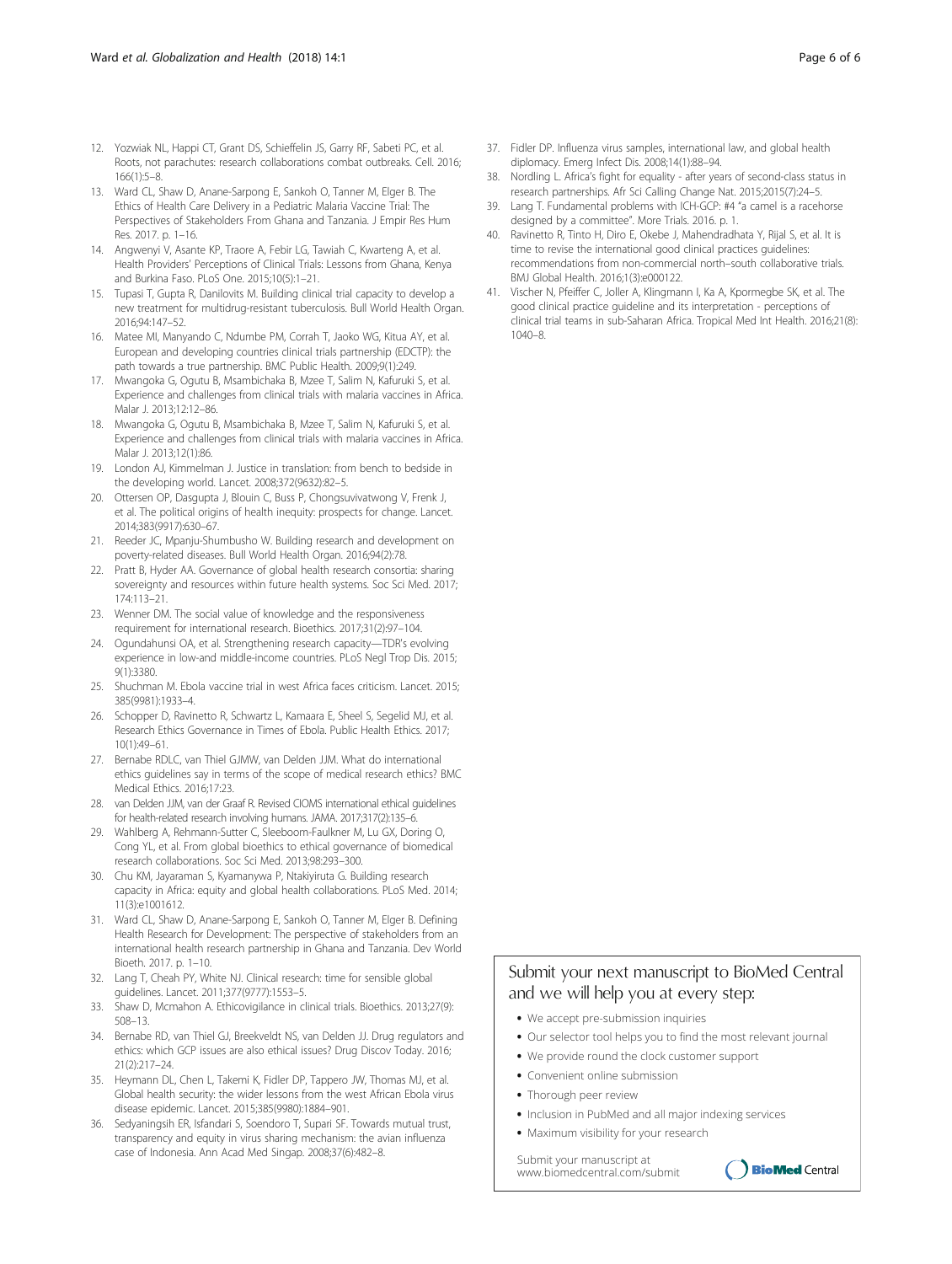12. Yozwiak NL, Happi CT, Grant DS, Schieffelin JS, Garry RF, Sabeti PC, et al. Roots, not parachutes: research collaborations combat outbreaks. Cell. 2016; 166(1):5–8.
13. Ward CL, Shaw D, Anane-Sarpong E, Sankoh O, Tanner M, Elger B. The Ethics of Health Care Delivery in a Pediatric Malaria Vaccine Trial: The Perspectives of Stakeholders From Ghana and Tanzania. J Empir Res Hum Res. 2017. p. 1–16.
14. Angwenyi V, Asante KP, Traore A, Febir LG, Tawiah C, Kwarteng A, et al. Health Providers' Perceptions of Clinical Trials: Lessons from Ghana, Kenya and Burkina Faso. PLoS One. 2015;10(5):1–21.
15. Tupasi T, Gupta R, Danilovits M. Building clinical trial capacity to develop a new treatment for multidrug-resistant tuberculosis. Bull World Health Organ. 2016;94:147–52.
16. Matee MI, Manyando C, Ndumbe PM, Corrah T, Jaoko WG, Kitua AY, et al. European and developing countries clinical trials partnership (EDCTP): the path towards a true partnership. BMC Public Health. 2009;9(1):249.
17. Mwangoka G, Ogutu B, Msambichaka B, Mzee T, Salim N, Kafuruki S, et al. Experience and challenges from clinical trials with malaria vaccines in Africa. Malar J. 2013;12:12–86.
18. Mwangoka G, Ogutu B, Msambichaka B, Mzee T, Salim N, Kafuruki S, et al. Experience and challenges from clinical trials with malaria vaccines in Africa. Malar J. 2013;12(1):86.
19. London AJ, Kimmelman J. Justice in translation: from bench to bedside in the developing world. Lancet. 2008;372(9632):82–5.
20. Ottersen OP, Dasgupta J, Blouin C, Buss P, Chongsuvivatwong V, Frenk J, et al. The political origins of health inequity: prospects for change. Lancet. 2014;383(9917):630–67.
21. Reeder JC, Mpanju-Shumbusho W. Building research and development on poverty-related diseases. Bull World Health Organ. 2016;94(2):78.
22. Pratt B, Hyder AA. Governance of global health research consortia: sharing sovereignty and resources within future health systems. Soc Sci Med. 2017; 174:113–21.
23. Wenner DM. The social value of knowledge and the responsiveness requirement for international research. Bioethics. 2017;31(2):97–104.
24. Ogundahunsi OA, et al. Strengthening research capacity—TDR's evolving experience in low-and middle-income countries. PLoS Negl Trop Dis. 2015; 9(1):3380.
25. Shuchman M. Ebola vaccine trial in west Africa faces criticism. Lancet. 2015; 385(9981):1933–4.
26. Schopper D, Ravinetto R, Schwartz L, Kamaara E, Sheel S, Segelid MJ, et al. Research Ethics Governance in Times of Ebola. Public Health Ethics. 2017; 10(1):49–61.
27. Bernabe RDLC, van Thiel GJMW, van Delden JJM. What do international ethics guidelines say in terms of the scope of medical research ethics? BMC Medical Ethics. 2016;17:23.
28. van Delden JJM, van der Graaf R. Revised CIOMS international ethical guidelines for health-related research involving humans. JAMA. 2017;317(2):135–6.
29. Wahlberg A, Rehmann-Sutter C, Sleeboom-Faulkner M, Lu GX, Doring O, Cong YL, et al. From global bioethics to ethical governance of biomedical research collaborations. Soc Sci Med. 2013;98:293–300.
30. Chu KM, Jayaraman S, Kyamanywa P, Ntakiyiruta G. Building research capacity in Africa: equity and global health collaborations. PLoS Med. 2014; 11(3):e1001612.
31. Ward CL, Shaw D, Anane-Sarpong E, Sankoh O, Tanner M, Elger B. Defining Health Research for Development: The perspective of stakeholders from an international health research partnership in Ghana and Tanzania. Dev World Bioeth. 2017. p. 1–10.
32. Lang T, Cheah PY, White NJ. Clinical research: time for sensible global guidelines. Lancet. 2011;377(9777):1553–5.
33. Shaw D, Mcmahon A. Ethicovigilance in clinical trials. Bioethics. 2013;27(9): 508–13.
34. Bernabe RD, van Thiel GJ, Breekveldt NS, van Delden JJ. Drug regulators and ethics: which GCP issues are also ethical issues? Drug Discov Today. 2016; 21(2):217–24.
35. Heymann DL, Chen L, Takemi K, Fidler DP, Tappero JW, Thomas MJ, et al. Global health security: the wider lessons from the west African Ebola virus disease epidemic. Lancet. 2015;385(9980):1884–901.
36. Sedyaningsih ER, Isfandari S, Soendoro T, Supari SF. Towards mutual trust, transparency and equity in virus sharing mechanism: the avian influenza case of Indonesia. Ann Acad Med Singap. 2008;37(6):482–8.
37. Fidler DP. Influenza virus samples, international law, and global health diplomacy. Emerg Infect Dis. 2008;14(1):88–94.
38. Nordling L. Africa's fight for equality - after years of second-class status in research partnerships. Afr Sci Calling Change Nat. 2015;2015(7):24–5.
39. Lang T. Fundamental problems with ICH-GCP: #4 "a camel is a racehorse designed by a committee". More Trials. 2016. p. 1.
40. Ravinetto R, Tinto H, Diro E, Okebe J, Mahendradhata Y, Rijal S, et al. It is time to revise the international good clinical practices guidelines: recommendations from non-commercial north–south collaborative trials. BMJ Global Health. 2016;1(3):e000122.
41. Vischer N, Pfeiffer C, Joller A, Klingmann I, Ka A, Kpormegbe SK, et al. The good clinical practice guideline and its interpretation - perceptions of clinical trial teams in sub-Saharan Africa. Tropical Med Int Health. 2016;21(8): 1040–8.

Submit your next manuscript to BioMed Central and we will help you at every step:

- We accept pre-submission inquiries
- Our selector tool helps you to find the most relevant journal
- We provide round the clock customer support
- Convenient online submission
- Thorough peer review
- Inclusion in PubMed and all major indexing services
- Maximum visibility for your research

Submit your manuscript at www.biomedcentral.com/submit

BioMed Central